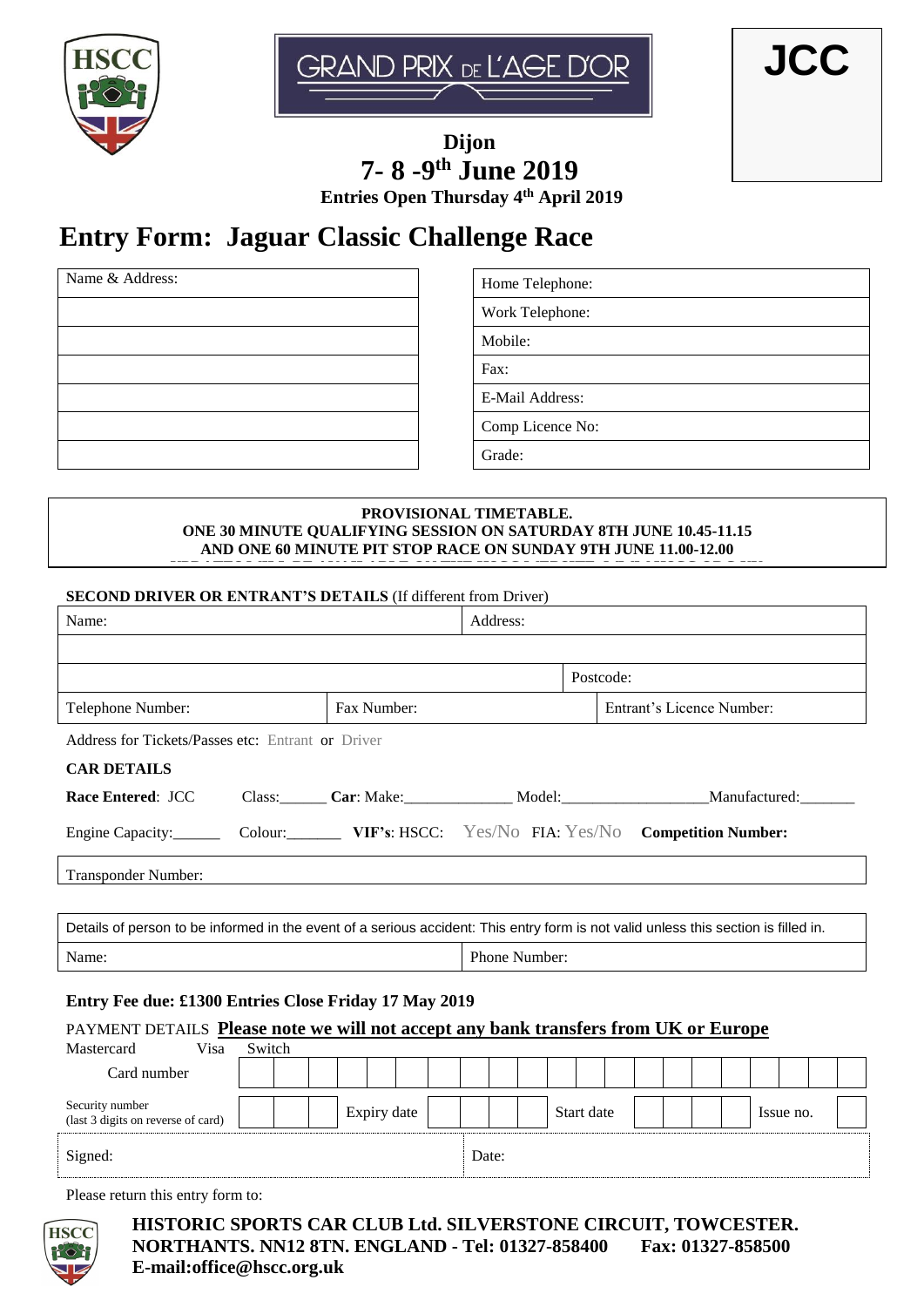HSCC

GRAND PRIX DE L'AGE D'OR

**JCC**

**Dijon**

**7- 8 -9th June 2019**

**Entries Open Thursday 4th April 2019**

# Entry Form: Jaguar Classic Challenge Race

| Name & Address: | Home Telephone: |
|---|---|
| | Work Telephone: |
| | Mobile: |
| | Fax: |
| | E-Mail Address: |
| | Comp Licence No: |
| | Grade: |

**PROVISIONAL TIMETABLE.**
**ONE 30 MINUTE QUALIFYING SESSION ON SATURDAY 8TH JUNE 10.45-11.15**
**AND ONE 60 MINUTE PIT STOP RACE ON SUNDAY 9TH JUNE 11.00-12.00**

**SECOND DRIVER OR ENTRANT'S DETAILS** (If different from Driver)

| Name: | | Address: | |
|---|---|---|---|
| | | | |
| | | | Postcode: |
| Telephone Number: | Fax Number: | | Entrant's Licence Number: |

Address for Tickets/Passes etc: Entrant or Driver

**CAR DETAILS**

**Race Entered**: JCC Class:______ **Car**: Make:______________ Model:___________________ Manufactured:_______

Engine Capacity:______ Colour:_______ **VIF's**: HSCC: Yes/No FIA: Yes/No **Competition Number:**

Transponder Number:

| Details of person to be informed in the event of a serious accident: This entry form is not valid unless this section is filled in. | |
|---|---|
| Name: | Phone Number: |

**Entry Fee due: £1300 Entries Close Friday 17 May 2019**

PAYMENT DETAILS **Please note we will not accept any bank transfers from UK or Europe**

Mastercard Visa Switch

Card number

Security number (last 3 digits on reverse of card) Expiry date Start date Issue no.

| Signed: | Date: |
|---|---|

Please return this entry form to:

**HISTORIC SPORTS CAR CLUB Ltd. SILVERSTONE CIRCUIT, TOWCESTER. NORTHANTS. NN12 8TN. ENGLAND - Tel: 01327-858400 Fax: 01327-858500**
**E-mail:office@hscc.org.uk**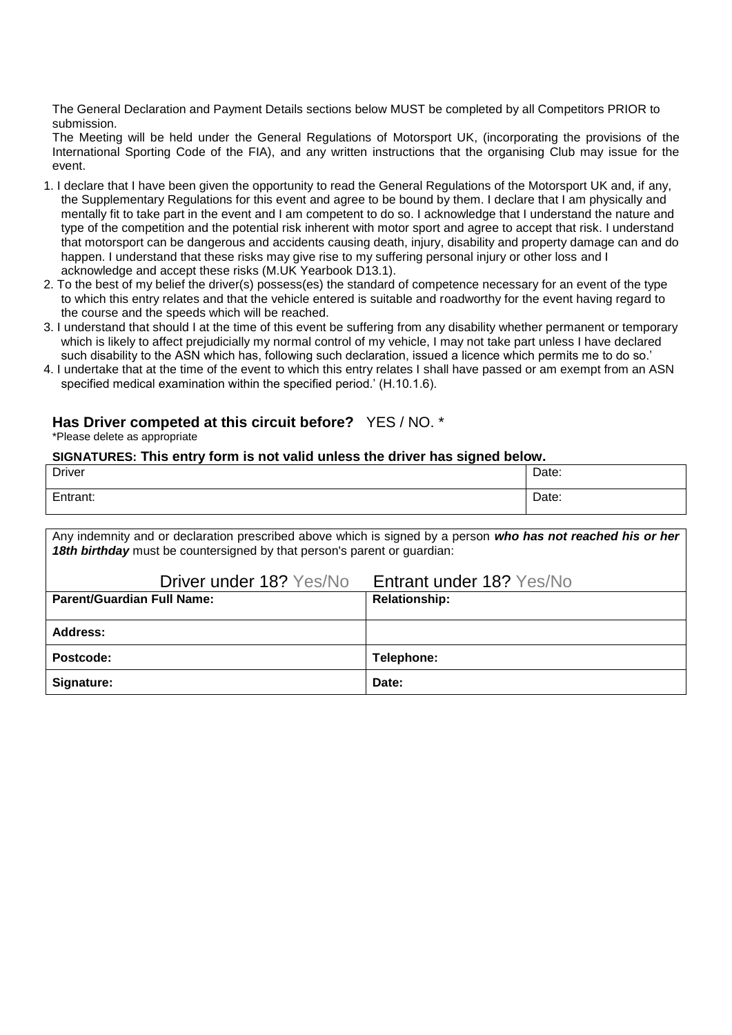The General Declaration and Payment Details sections below MUST be completed by all Competitors PRIOR to submission.

The Meeting will be held under the General Regulations of Motorsport UK, (incorporating the provisions of the International Sporting Code of the FIA), and any written instructions that the organising Club may issue for the event.

1. I declare that I have been given the opportunity to read the General Regulations of the Motorsport UK and, if any, the Supplementary Regulations for this event and agree to be bound by them. I declare that I am physically and mentally fit to take part in the event and I am competent to do so. I acknowledge that I understand the nature and type of the competition and the potential risk inherent with motor sport and agree to accept that risk. I understand that motorsport can be dangerous and accidents causing death, injury, disability and property damage can and do happen. I understand that these risks may give rise to my suffering personal injury or other loss and I acknowledge and accept these risks (M.UK Yearbook D13.1).
2. To the best of my belief the driver(s) possess(es) the standard of competence necessary for an event of the type to which this entry relates and that the vehicle entered is suitable and roadworthy for the event having regard to the course and the speeds which will be reached.
3. I understand that should I at the time of this event be suffering from any disability whether permanent or temporary which is likely to affect prejudicially my normal control of my vehicle, I may not take part unless I have declared such disability to the ASN which has, following such declaration, issued a licence which permits me to do so.'
4. I undertake that at the time of the event to which this entry relates I shall have passed or am exempt from an ASN specified medical examination within the specified period.' (H.10.1.6).

**Has Driver competed at this circuit before?** YES / NO. *

*Please delete as appropriate

**SIGNATURES: This entry form is not valid unless the driver has signed below.**

| | |
|---|---|
| Driver | Date: |
| Entrant: | Date: |

Any indemnity and or declaration prescribed above which is signed by a person ***who has not reached his or her 18th birthday*** must be countersigned by that person's parent or guardian:

Driver under 18? Yes/No Entrant under 18? Yes/No

| | |
|---|---|
| **Parent/Guardian Full Name:** | **Relationship:** |
| **Address:** | |
| **Postcode:** | **Telephone:** |
| **Signature:** | **Date:** |